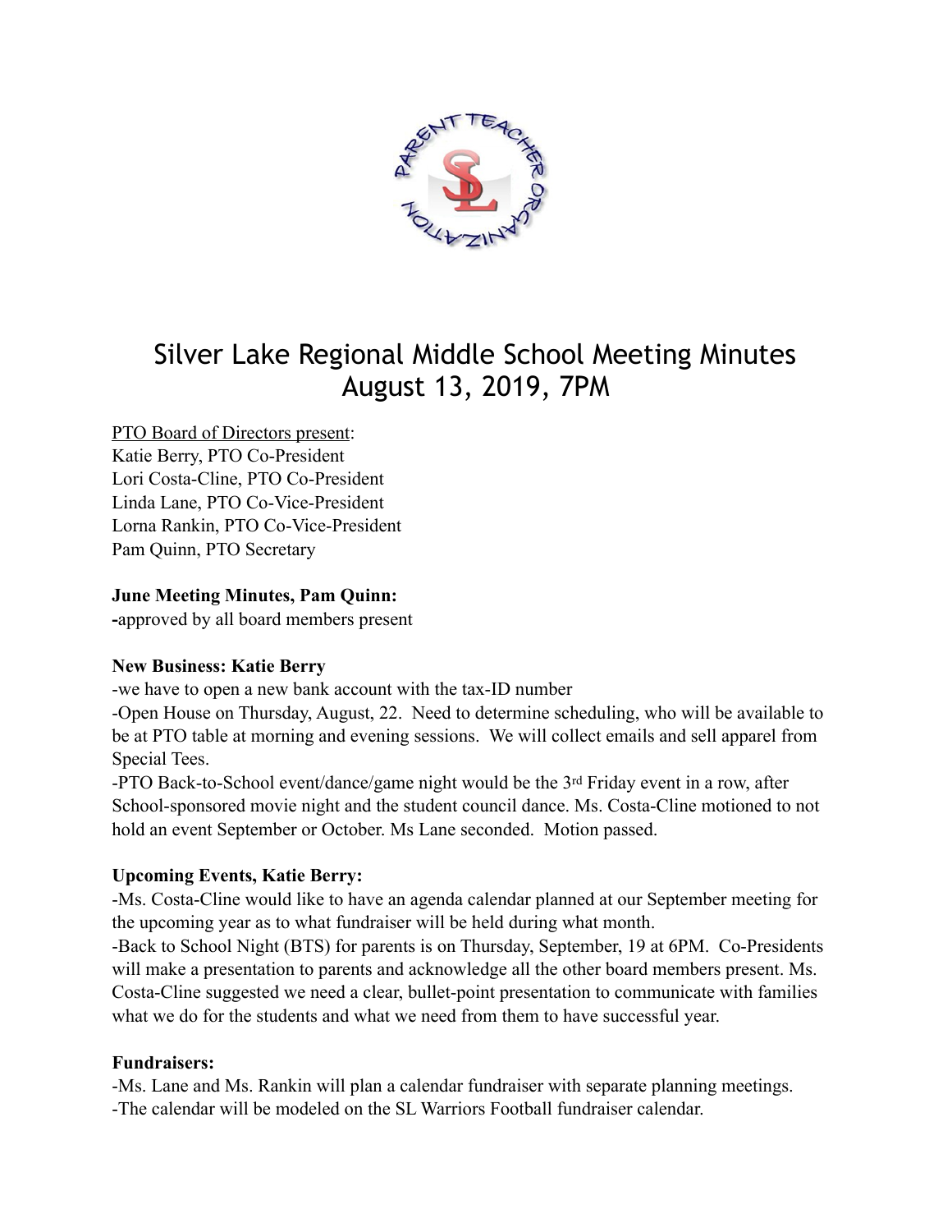# Silver Lake Regional Middle School Meeting Minutes
# August 13, 2019, 7PM

PTO Board of Directors present:
Katie Berry, PTO Co-President
Lori Costa-Cline, PTO Co-President
Linda Lane, PTO Co-Vice-President
Lorna Rankin, PTO Co-Vice-President
Pam Quinn, PTO Secretary

**June Meeting Minutes, Pam Quinn:**
**-**approved by all board members present

**New Business: Katie Berry**
-we have to open a new bank account with the tax-ID number
-Open House on Thursday, August, 22. Need to determine scheduling, who will be available to be at PTO table at morning and evening sessions. We will collect emails and sell apparel from Special Tees.
-PTO Back-to-School event/dance/game night would be the 3rd Friday event in a row, after School-sponsored movie night and the student council dance. Ms. Costa-Cline motioned to not hold an event September or October. Ms Lane seconded. Motion passed.

**Upcoming Events, Katie Berry:**
-Ms. Costa-Cline would like to have an agenda calendar planned at our September meeting for the upcoming year as to what fundraiser will be held during what month.
-Back to School Night (BTS) for parents is on Thursday, September, 19 at 6PM. Co-Presidents will make a presentation to parents and acknowledge all the other board members present. Ms. Costa-Cline suggested we need a clear, bullet-point presentation to communicate with families what we do for the students and what we need from them to have successful year.

**Fundraisers:**
-Ms. Lane and Ms. Rankin will plan a calendar fundraiser with separate planning meetings.
-The calendar will be modeled on the SL Warriors Football fundraiser calendar.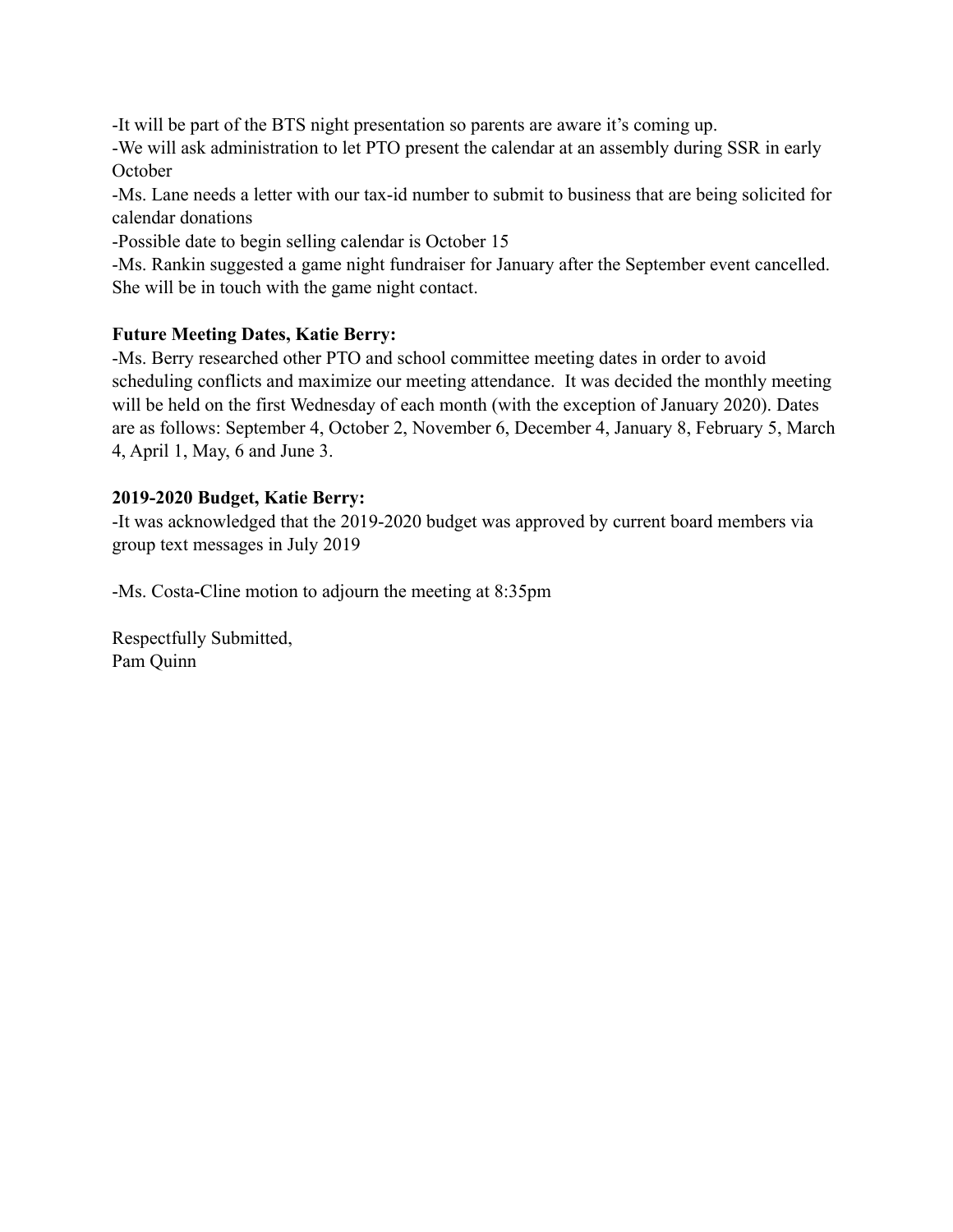-It will be part of the BTS night presentation so parents are aware it's coming up.
-We will ask administration to let PTO present the calendar at an assembly during SSR in early October
-Ms. Lane needs a letter with our tax-id number to submit to business that are being solicited for calendar donations
-Possible date to begin selling calendar is October 15
-Ms. Rankin suggested a game night fundraiser for January after the September event cancelled. She will be in touch with the game night contact.

**Future Meeting Dates, Katie Berry:**
-Ms. Berry researched other PTO and school committee meeting dates in order to avoid scheduling conflicts and maximize our meeting attendance.  It was decided the monthly meeting will be held on the first Wednesday of each month (with the exception of January 2020). Dates are as follows: September 4, October 2, November 6, December 4, January 8, February 5, March 4, April 1, May, 6 and June 3.

**2019-2020 Budget, Katie Berry:**
-It was acknowledged that the 2019-2020 budget was approved by current board members via group text messages in July 2019

-Ms. Costa-Cline motion to adjourn the meeting at 8:35pm

Respectfully Submitted,
Pam Quinn